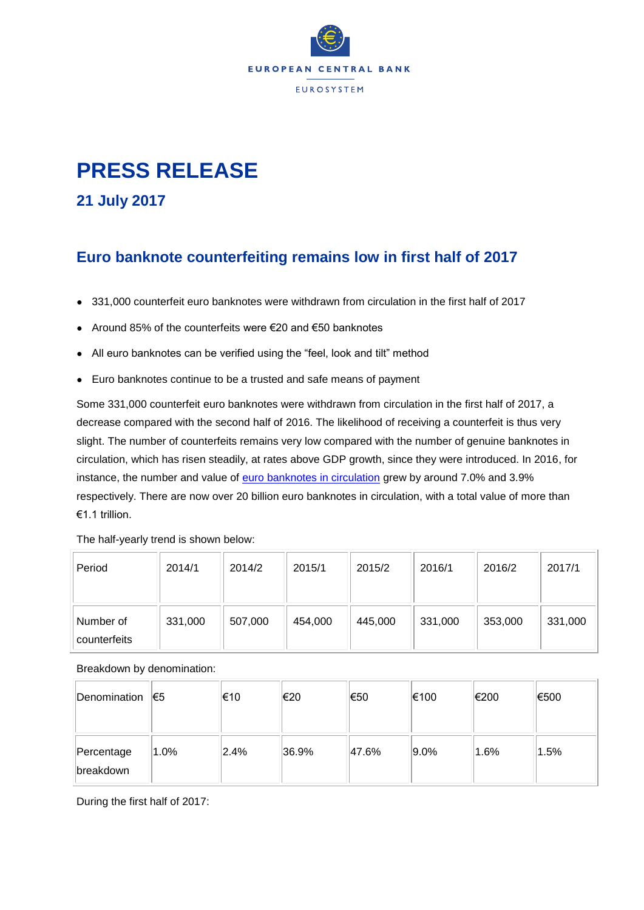EUROPEAN CENTRAL BANK

EUROSYSTEM

# PRESS RELEASE

## 21 July 2017

## Euro banknote counterfeiting remains low in first half of 2017

- 331,000 counterfeit euro banknotes were withdrawn from circulation in the first half of 2017
- Around 85% of the counterfeits were €20 and €50 banknotes
- All euro banknotes can be verified using the "feel, look and tilt" method
- Euro banknotes continue to be a trusted and safe means of payment

Some 331,000 counterfeit euro banknotes were withdrawn from circulation in the first half of 2017, a decrease compared with the second half of 2016. The likelihood of receiving a counterfeit is thus very slight. The number of counterfeits remains very low compared with the number of genuine banknotes in circulation, which has risen steadily, at rates above GDP growth, since they were introduced. In 2016, for instance, the number and value of euro banknotes in circulation grew by around 7.0% and 3.9% respectively. There are now over 20 billion euro banknotes in circulation, with a total value of more than €1.1 trillion.

The half-yearly trend is shown below:

| Period | 2014/1 | 2014/2 | 2015/1 | 2015/2 | 2016/1 | 2016/2 | 2017/1 |
|---|---|---|---|---|---|---|---|
| Number of counterfeits | 331,000 | 507,000 | 454,000 | 445,000 | 331,000 | 353,000 | 331,000 |

Breakdown by denomination:

| Denomination | €5 | €10 | €20 | €50 | €100 | €200 | €500 |
|---|---|---|---|---|---|---|---|
| Percentage breakdown | 1.0% | 2.4% | 36.9% | 47.6% | 9.0% | 1.6% | 1.5% |

During the first half of 2017: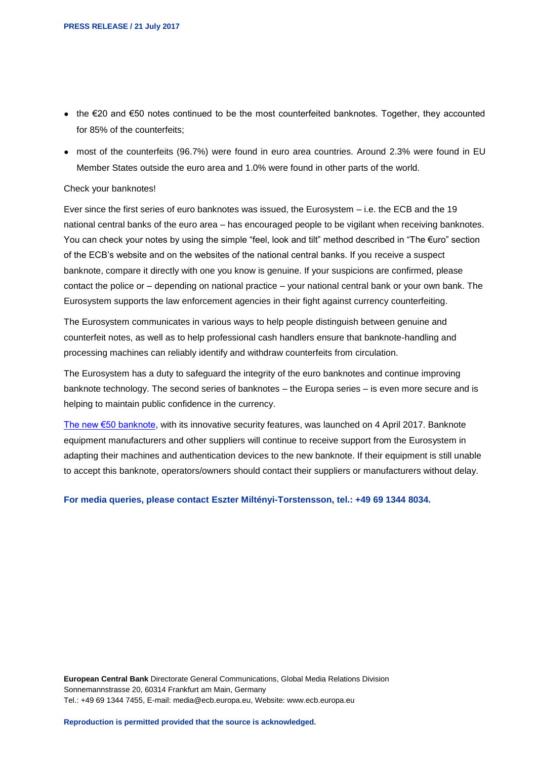- the €20 and €50 notes continued to be the most counterfeited banknotes. Together, they accounted for 85% of the counterfeits;
- most of the counterfeits (96.7%) were found in euro area countries. Around 2.3% were found in EU Member States outside the euro area and 1.0% were found in other parts of the world.

Check your banknotes!

Ever since the first series of euro banknotes was issued, the Eurosystem – i.e. the ECB and the 19 national central banks of the euro area – has encouraged people to be vigilant when receiving banknotes. You can check your notes by using the simple “feel, look and tilt” method described in “The €uro” section of the ECB’s website and on the websites of the national central banks. If you receive a suspect banknote, compare it directly with one you know is genuine. If your suspicions are confirmed, please contact the police or – depending on national practice – your national central bank or your own bank. The Eurosystem supports the law enforcement agencies in their fight against currency counterfeiting.

The Eurosystem communicates in various ways to help people distinguish between genuine and counterfeit notes, as well as to help professional cash handlers ensure that banknote-handling and processing machines can reliably identify and withdraw counterfeits from circulation.

The Eurosystem has a duty to safeguard the integrity of the euro banknotes and continue improving banknote technology. The second series of banknotes – the Europa series – is even more secure and is helping to maintain public confidence in the currency.

The new €50 banknote, with its innovative security features, was launched on 4 April 2017. Banknote equipment manufacturers and other suppliers will continue to receive support from the Eurosystem in adapting their machines and authentication devices to the new banknote. If their equipment is still unable to accept this banknote, operators/owners should contact their suppliers or manufacturers without delay.

**For media queries, please contact Eszter Miltényi-Torstensson, tel.: +49 69 1344 8034.**

**European Central Bank** Directorate General Communications, Global Media Relations Division
Sonnemannstrasse 20, 60314 Frankfurt am Main, Germany
Tel.: +49 69 1344 7455, E-mail: media@ecb.europa.eu, Website: www.ecb.europa.eu

**Reproduction is permitted provided that the source is acknowledged.**